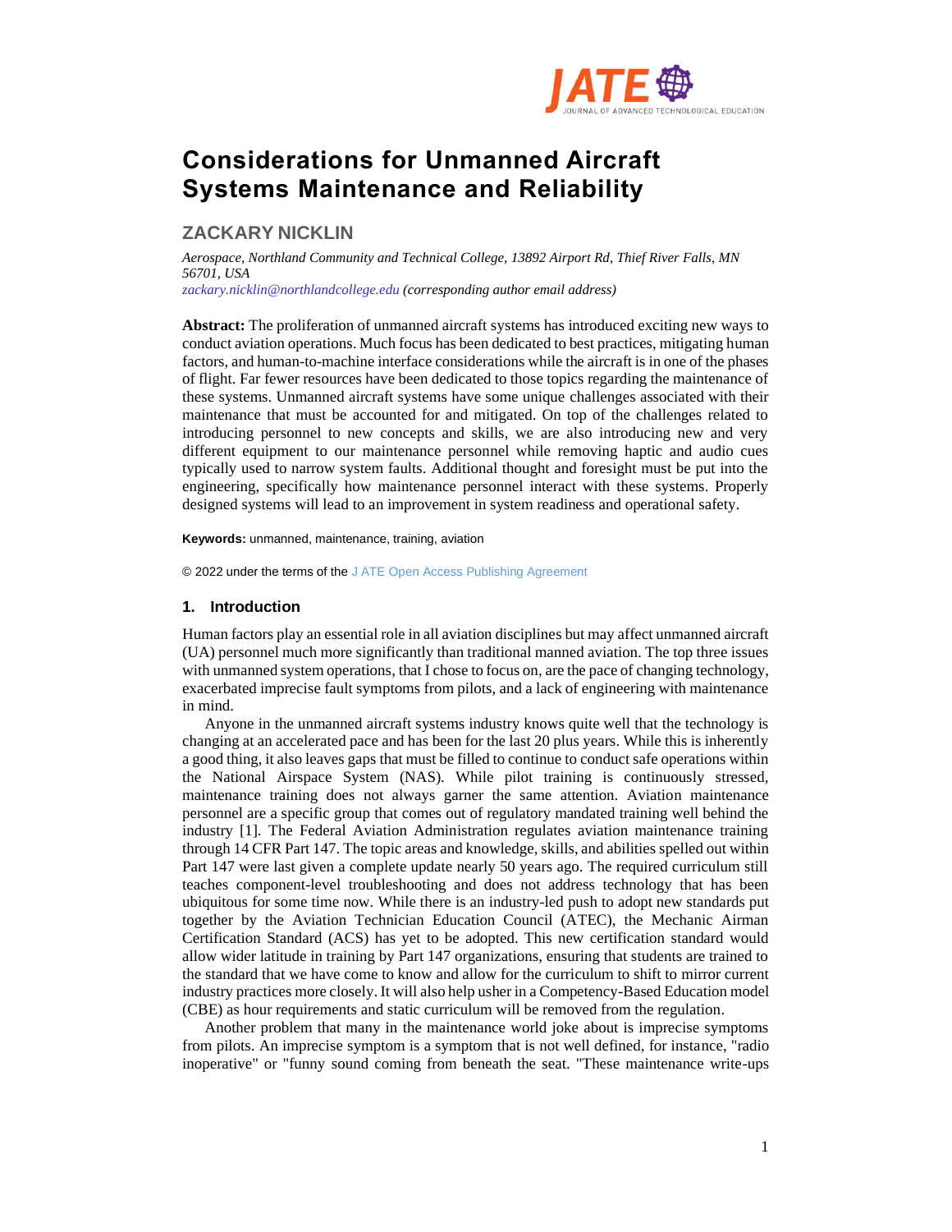# Considerations for Unmanned Aircraft Systems Maintenance and Reliability

## ZACKARY NICKLIN

*Aerospace, Northland Community and Technical College, 13892 Airport Rd, Thief River Falls, MN 56701, USA*
*zackary.nicklin@northlandcollege.edu (corresponding author email address)*

**Abstract:** The proliferation of unmanned aircraft systems has introduced exciting new ways to conduct aviation operations. Much focus has been dedicated to best practices, mitigating human factors, and human-to-machine interface considerations while the aircraft is in one of the phases of flight. Far fewer resources have been dedicated to those topics regarding the maintenance of these systems. Unmanned aircraft systems have some unique challenges associated with their maintenance that must be accounted for and mitigated. On top of the challenges related to introducing personnel to new concepts and skills, we are also introducing new and very different equipment to our maintenance personnel while removing haptic and audio cues typically used to narrow system faults. Additional thought and foresight must be put into the engineering, specifically how maintenance personnel interact with these systems. Properly designed systems will lead to an improvement in system readiness and operational safety.

**Keywords:** unmanned, maintenance, training, aviation

© 2022 under the terms of the J ATE Open Access Publishing Agreement

### 1. Introduction

Human factors play an essential role in all aviation disciplines but may affect unmanned aircraft (UA) personnel much more significantly than traditional manned aviation. The top three issues with unmanned system operations, that I chose to focus on, are the pace of changing technology, exacerbated imprecise fault symptoms from pilots, and a lack of engineering with maintenance in mind.

Anyone in the unmanned aircraft systems industry knows quite well that the technology is changing at an accelerated pace and has been for the last 20 plus years. While this is inherently a good thing, it also leaves gaps that must be filled to continue to conduct safe operations within the National Airspace System (NAS). While pilot training is continuously stressed, maintenance training does not always garner the same attention. Aviation maintenance personnel are a specific group that comes out of regulatory mandated training well behind the industry [1]. The Federal Aviation Administration regulates aviation maintenance training through 14 CFR Part 147. The topic areas and knowledge, skills, and abilities spelled out within Part 147 were last given a complete update nearly 50 years ago. The required curriculum still teaches component-level troubleshooting and does not address technology that has been ubiquitous for some time now. While there is an industry-led push to adopt new standards put together by the Aviation Technician Education Council (ATEC), the Mechanic Airman Certification Standard (ACS) has yet to be adopted. This new certification standard would allow wider latitude in training by Part 147 organizations, ensuring that students are trained to the standard that we have come to know and allow for the curriculum to shift to mirror current industry practices more closely. It will also help usher in a Competency-Based Education model (CBE) as hour requirements and static curriculum will be removed from the regulation.

Another problem that many in the maintenance world joke about is imprecise symptoms from pilots. An imprecise symptom is a symptom that is not well defined, for instance, "radio inoperative" or "funny sound coming from beneath the seat. "These maintenance write-ups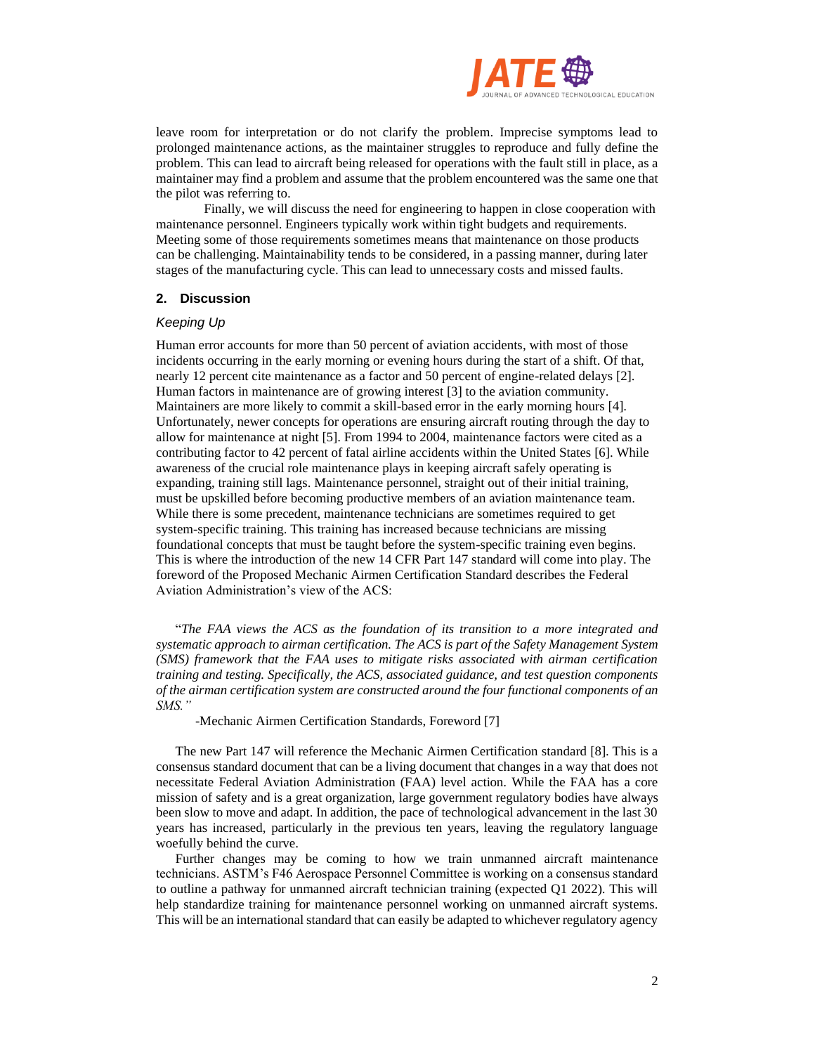leave room for interpretation or do not clarify the problem. Imprecise symptoms lead to prolonged maintenance actions, as the maintainer struggles to reproduce and fully define the problem. This can lead to aircraft being released for operations with the fault still in place, as a maintainer may find a problem and assume that the problem encountered was the same one that the pilot was referring to.

Finally, we will discuss the need for engineering to happen in close cooperation with maintenance personnel. Engineers typically work within tight budgets and requirements. Meeting some of those requirements sometimes means that maintenance on those products can be challenging. Maintainability tends to be considered, in a passing manner, during later stages of the manufacturing cycle. This can lead to unnecessary costs and missed faults.

## 2. Discussion

### *Keeping Up*

Human error accounts for more than 50 percent of aviation accidents, with most of those incidents occurring in the early morning or evening hours during the start of a shift. Of that, nearly 12 percent cite maintenance as a factor and 50 percent of engine-related delays [2]. Human factors in maintenance are of growing interest [3] to the aviation community. Maintainers are more likely to commit a skill-based error in the early morning hours [4]. Unfortunately, newer concepts for operations are ensuring aircraft routing through the day to allow for maintenance at night [5]. From 1994 to 2004, maintenance factors were cited as a contributing factor to 42 percent of fatal airline accidents within the United States [6]. While awareness of the crucial role maintenance plays in keeping aircraft safely operating is expanding, training still lags. Maintenance personnel, straight out of their initial training, must be upskilled before becoming productive members of an aviation maintenance team. While there is some precedent, maintenance technicians are sometimes required to get system-specific training. This training has increased because technicians are missing foundational concepts that must be taught before the system-specific training even begins. This is where the introduction of the new 14 CFR Part 147 standard will come into play. The foreword of the Proposed Mechanic Airmen Certification Standard describes the Federal Aviation Administration's view of the ACS:

> "*The FAA views the ACS as the foundation of its transition to a more integrated and systematic approach to airman certification. The ACS is part of the Safety Management System (SMS) framework that the FAA uses to mitigate risks associated with airman certification training and testing. Specifically, the ACS, associated guidance, and test question components of the airman certification system are constructed around the four functional components of an SMS.*"
>
> -Mechanic Airmen Certification Standards, Foreword [7]

The new Part 147 will reference the Mechanic Airmen Certification standard [8]. This is a consensus standard document that can be a living document that changes in a way that does not necessitate Federal Aviation Administration (FAA) level action. While the FAA has a core mission of safety and is a great organization, large government regulatory bodies have always been slow to move and adapt. In addition, the pace of technological advancement in the last 30 years has increased, particularly in the previous ten years, leaving the regulatory language woefully behind the curve.

Further changes may be coming to how we train unmanned aircraft maintenance technicians. ASTM's F46 Aerospace Personnel Committee is working on a consensus standard to outline a pathway for unmanned aircraft technician training (expected Q1 2022). This will help standardize training for maintenance personnel working on unmanned aircraft systems. This will be an international standard that can easily be adapted to whichever regulatory agency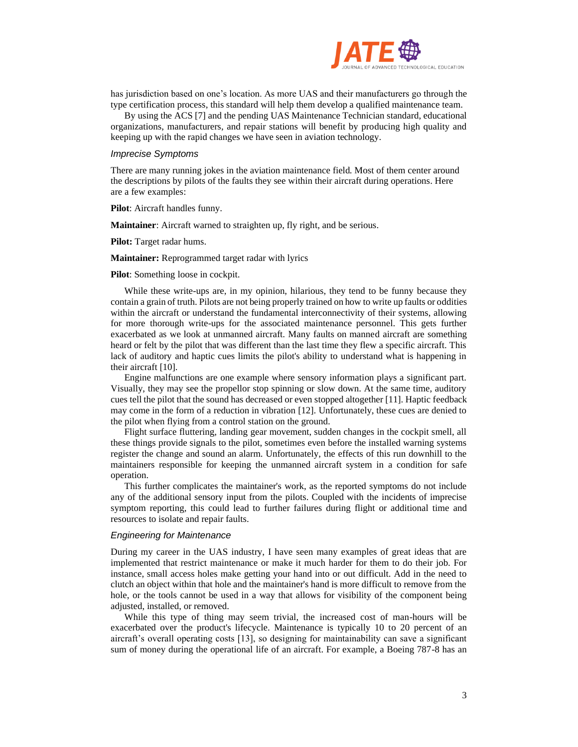has jurisdiction based on one's location. As more UAS and their manufacturers go through the type certification process, this standard will help them develop a qualified maintenance team.

By using the ACS [7] and the pending UAS Maintenance Technician standard, educational organizations, manufacturers, and repair stations will benefit by producing high quality and keeping up with the rapid changes we have seen in aviation technology.

### *Imprecise Symptoms*

There are many running jokes in the aviation maintenance field. Most of them center around the descriptions by pilots of the faults they see within their aircraft during operations. Here are a few examples:

**Pilot**: Aircraft handles funny.

**Maintainer**: Aircraft warned to straighten up, fly right, and be serious.

**Pilot:** Target radar hums.

**Maintainer:** Reprogrammed target radar with lyrics

**Pilot**: Something loose in cockpit.

While these write-ups are, in my opinion, hilarious, they tend to be funny because they contain a grain of truth. Pilots are not being properly trained on how to write up faults or oddities within the aircraft or understand the fundamental interconnectivity of their systems, allowing for more thorough write-ups for the associated maintenance personnel. This gets further exacerbated as we look at unmanned aircraft. Many faults on manned aircraft are something heard or felt by the pilot that was different than the last time they flew a specific aircraft. This lack of auditory and haptic cues limits the pilot's ability to understand what is happening in their aircraft [10].

Engine malfunctions are one example where sensory information plays a significant part. Visually, they may see the propellor stop spinning or slow down. At the same time, auditory cues tell the pilot that the sound has decreased or even stopped altogether [11]. Haptic feedback may come in the form of a reduction in vibration [12]. Unfortunately, these cues are denied to the pilot when flying from a control station on the ground.

Flight surface fluttering, landing gear movement, sudden changes in the cockpit smell, all these things provide signals to the pilot, sometimes even before the installed warning systems register the change and sound an alarm. Unfortunately, the effects of this run downhill to the maintainers responsible for keeping the unmanned aircraft system in a condition for safe operation.

This further complicates the maintainer's work, as the reported symptoms do not include any of the additional sensory input from the pilots. Coupled with the incidents of imprecise symptom reporting, this could lead to further failures during flight or additional time and resources to isolate and repair faults.

### *Engineering for Maintenance*

During my career in the UAS industry, I have seen many examples of great ideas that are implemented that restrict maintenance or make it much harder for them to do their job. For instance, small access holes make getting your hand into or out difficult. Add in the need to clutch an object within that hole and the maintainer's hand is more difficult to remove from the hole, or the tools cannot be used in a way that allows for visibility of the component being adjusted, installed, or removed.

While this type of thing may seem trivial, the increased cost of man-hours will be exacerbated over the product's lifecycle. Maintenance is typically 10 to 20 percent of an aircraft's overall operating costs [13], so designing for maintainability can save a significant sum of money during the operational life of an aircraft. For example, a Boeing 787-8 has an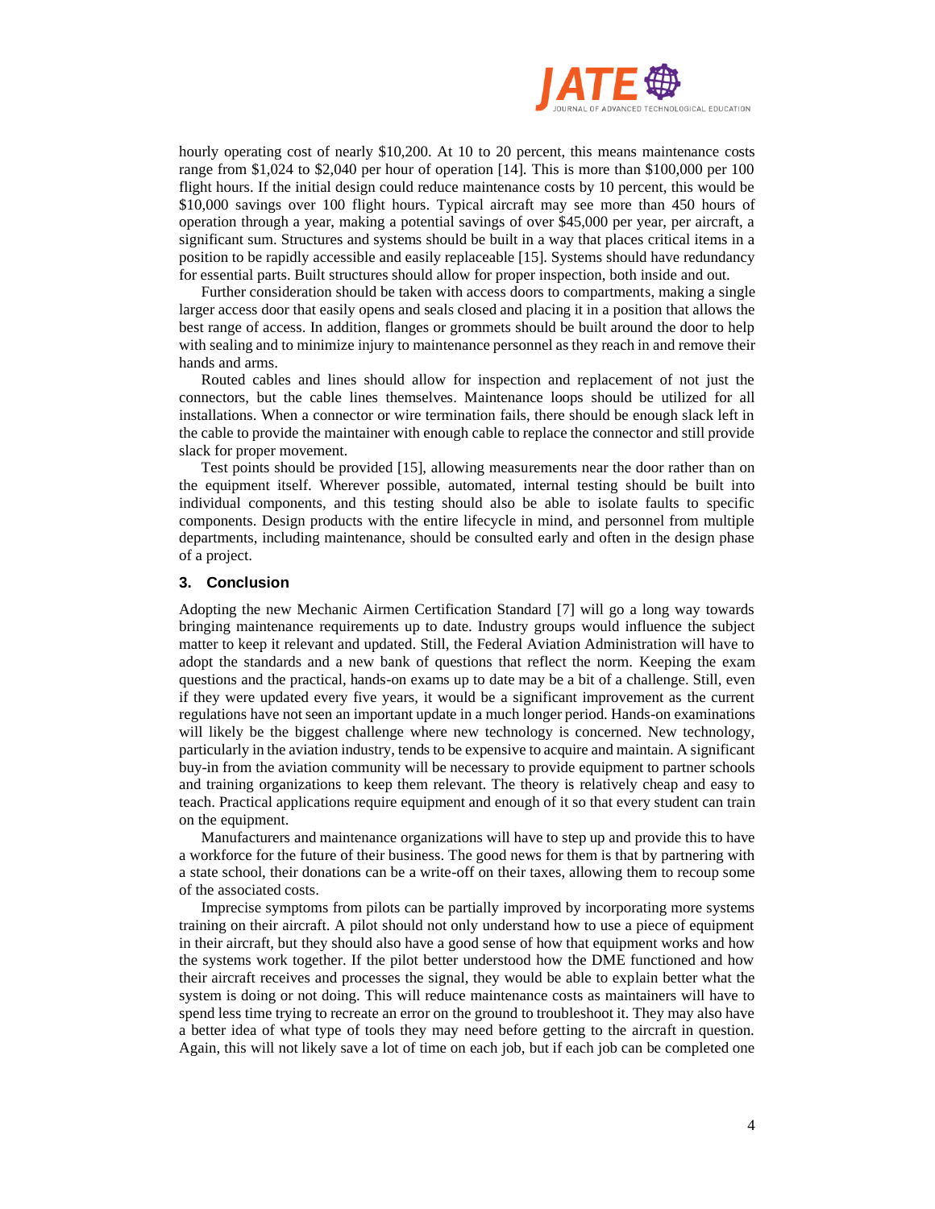hourly operating cost of nearly $10,200. At 10 to 20 percent, this means maintenance costs range from $1,024 to $2,040 per hour of operation [14]. This is more than $100,000 per 100 flight hours. If the initial design could reduce maintenance costs by 10 percent, this would be $10,000 savings over 100 flight hours. Typical aircraft may see more than 450 hours of operation through a year, making a potential savings of over $45,000 per year, per aircraft, a significant sum. Structures and systems should be built in a way that places critical items in a position to be rapidly accessible and easily replaceable [15]. Systems should have redundancy for essential parts. Built structures should allow for proper inspection, both inside and out.

Further consideration should be taken with access doors to compartments, making a single larger access door that easily opens and seals closed and placing it in a position that allows the best range of access. In addition, flanges or grommets should be built around the door to help with sealing and to minimize injury to maintenance personnel as they reach in and remove their hands and arms.

Routed cables and lines should allow for inspection and replacement of not just the connectors, but the cable lines themselves. Maintenance loops should be utilized for all installations. When a connector or wire termination fails, there should be enough slack left in the cable to provide the maintainer with enough cable to replace the connector and still provide slack for proper movement.

Test points should be provided [15], allowing measurements near the door rather than on the equipment itself. Wherever possible, automated, internal testing should be built into individual components, and this testing should also be able to isolate faults to specific components. Design products with the entire lifecycle in mind, and personnel from multiple departments, including maintenance, should be consulted early and often in the design phase of a project.

## 3. Conclusion

Adopting the new Mechanic Airmen Certification Standard [7] will go a long way towards bringing maintenance requirements up to date. Industry groups would influence the subject matter to keep it relevant and updated. Still, the Federal Aviation Administration will have to adopt the standards and a new bank of questions that reflect the norm. Keeping the exam questions and the practical, hands-on exams up to date may be a bit of a challenge. Still, even if they were updated every five years, it would be a significant improvement as the current regulations have not seen an important update in a much longer period. Hands-on examinations will likely be the biggest challenge where new technology is concerned. New technology, particularly in the aviation industry, tends to be expensive to acquire and maintain. A significant buy-in from the aviation community will be necessary to provide equipment to partner schools and training organizations to keep them relevant. The theory is relatively cheap and easy to teach. Practical applications require equipment and enough of it so that every student can train on the equipment.

Manufacturers and maintenance organizations will have to step up and provide this to have a workforce for the future of their business. The good news for them is that by partnering with a state school, their donations can be a write-off on their taxes, allowing them to recoup some of the associated costs.

Imprecise symptoms from pilots can be partially improved by incorporating more systems training on their aircraft. A pilot should not only understand how to use a piece of equipment in their aircraft, but they should also have a good sense of how that equipment works and how the systems work together. If the pilot better understood how the DME functioned and how their aircraft receives and processes the signal, they would be able to explain better what the system is doing or not doing. This will reduce maintenance costs as maintainers will have to spend less time trying to recreate an error on the ground to troubleshoot it. They may also have a better idea of what type of tools they may need before getting to the aircraft in question. Again, this will not likely save a lot of time on each job, but if each job can be completed one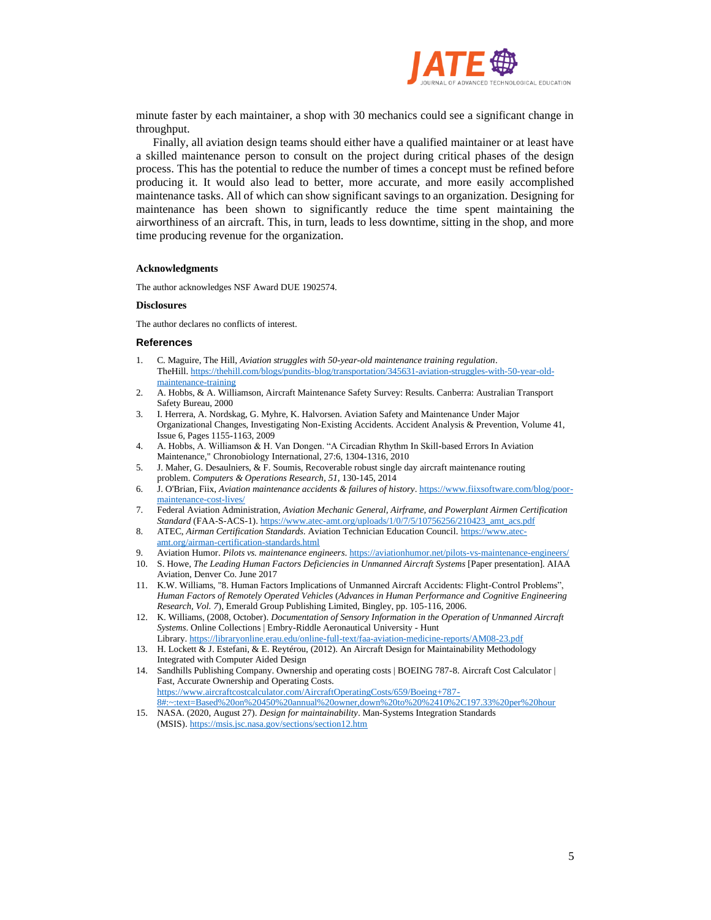minute faster by each maintainer, a shop with 30 mechanics could see a significant change in throughput.

Finally, all aviation design teams should either have a qualified maintainer or at least have a skilled maintenance person to consult on the project during critical phases of the design process. This has the potential to reduce the number of times a concept must be refined before producing it. It would also lead to better, more accurate, and more easily accomplished maintenance tasks. All of which can show significant savings to an organization. Designing for maintenance has been shown to significantly reduce the time spent maintaining the airworthiness of an aircraft. This, in turn, leads to less downtime, sitting in the shop, and more time producing revenue for the organization.

**Acknowledgments**

The author acknowledges NSF Award DUE 1902574.

**Disclosures**

The author declares no conflicts of interest.

## References

1. C. Maguire, The Hill, *Aviation struggles with 50-year-old maintenance training regulation*. TheHill. https://thehill.com/blogs/pundits-blog/transportation/345631-aviation-struggles-with-50-year-old-maintenance-training
2. A. Hobbs, & A. Williamson, Aircraft Maintenance Safety Survey: Results. Canberra: Australian Transport Safety Bureau, 2000
3. I. Herrera, A. Nordskag, G. Myhre, K. Halvorsen. Aviation Safety and Maintenance Under Major Organizational Changes, Investigating Non-Existing Accidents. Accident Analysis & Prevention, Volume 41, Issue 6, Pages 1155-1163, 2009
4. A. Hobbs, A. Williamson & H. Van Dongen. "A Circadian Rhythm In Skill-based Errors In Aviation Maintenance," Chronobiology International, 27:6, 1304-1316, 2010
5. J. Maher, G. Desaulniers, & F. Soumis, Recoverable robust single day aircraft maintenance routing problem. *Computers & Operations Research*, *51*, 130-145, 2014
6. J. O'Brian, Fiix, *Aviation maintenance accidents & failures of history*. https://www.fiixsoftware.com/blog/poor-maintenance-cost-lives/
7. Federal Aviation Administration, *Aviation Mechanic General, Airframe, and Powerplant Airmen Certification Standard* (FAA-S-ACS-1). https://www.atec-amt.org/uploads/1/0/7/5/10756256/210423_amt_acs.pdf
8. ATEC, *Airman Certification Standards*. Aviation Technician Education Council. https://www.atec-amt.org/airman-certification-standards.html
9. Aviation Humor. *Pilots vs. maintenance engineers*. https://aviationhumor.net/pilots-vs-maintenance-engineers/
10. S. Howe, *The Leading Human Factors Deficiencies in Unmanned Aircraft Systems* [Paper presentation]. AIAA Aviation, Denver Co. June 2017
11. K.W. Williams, "8. Human Factors Implications of Unmanned Aircraft Accidents: Flight-Control Problems", *Human Factors of Remotely Operated Vehicles* (*Advances in Human Performance and Cognitive Engineering Research, Vol. 7*), Emerald Group Publishing Limited, Bingley, pp. 105-116, 2006.
12. K. Williams, (2008, October). *Documentation of Sensory Information in the Operation of Unmanned Aircraft Systems*. Online Collections | Embry-Riddle Aeronautical University - Hunt Library. https://libraryonline.erau.edu/online-full-text/faa-aviation-medicine-reports/AM08-23.pdf
13. H. Lockett & J. Estefani, & E. Reytérou, (2012). An Aircraft Design for Maintainability Methodology Integrated with Computer Aided Design
14. Sandhills Publishing Company. Ownership and operating costs | BOEING 787-8. Aircraft Cost Calculator | Fast, Accurate Ownership and Operating Costs. https://www.aircraftcostcalculator.com/AircraftOperatingCosts/659/Boeing+787-8#:~:text=Based%20on%20450%20annual%20owner,down%20to%20%2410%2C197.33%20per%20hour
15. NASA. (2020, August 27). *Design for maintainability*. Man-Systems Integration Standards (MSIS). https://msis.jsc.nasa.gov/sections/section12.htm